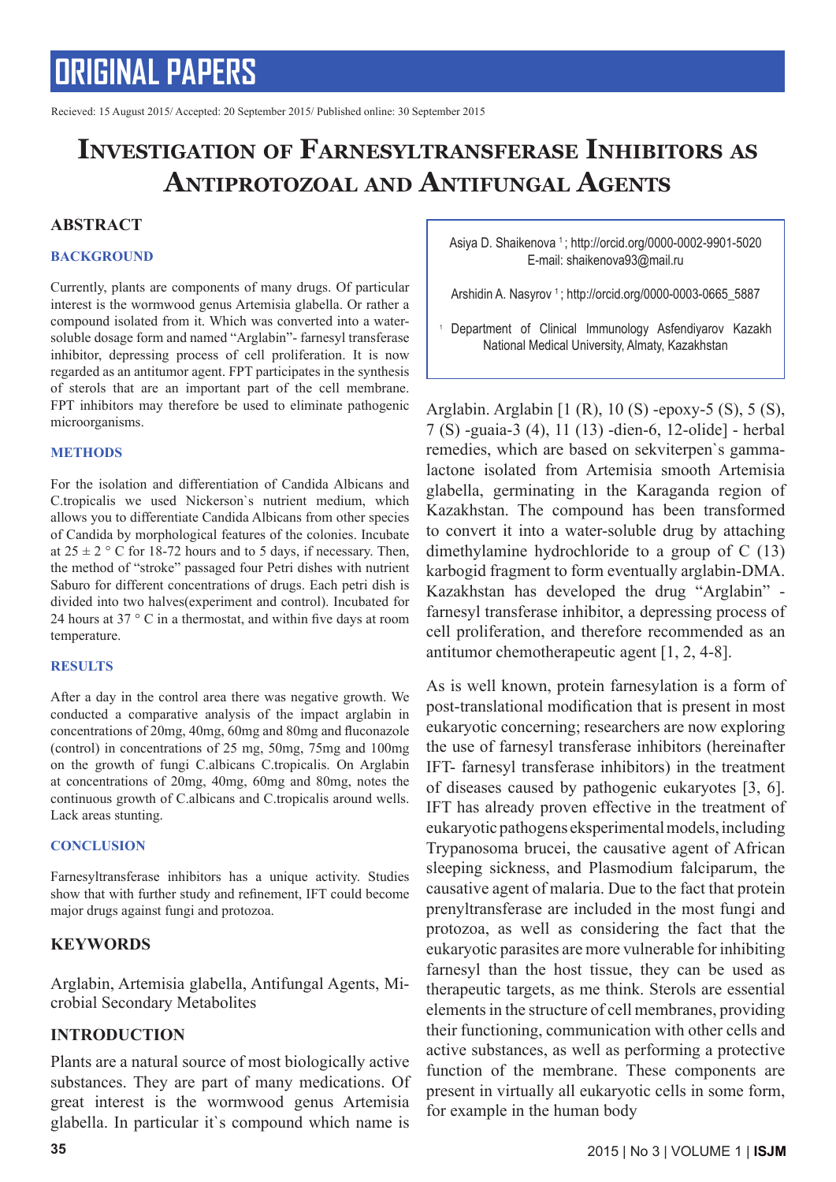# ORIGINAL PAPERS

Recieved: 15 August 2015/ Accepted: 20 September 2015/ Published online: 30 September 2015

# Investigation of Farnesyltransferase Inhibitors as Antiprotozoal and Antifungal Agents

Asiya D. Shaikenova [1]; http://orcid.org/0000-0002-9901-5020
E-mail: shaikenova93@mail.ru

Arshidin A. Nasyrov [1]; http://orcid.org/0000-0003-0665_5887

[1] Department of Clinical Immunology Asfendiyarov Kazakh National Medical University, Almaty, Kazakhstan

## ABSTRACT

### BACKGROUND

Currently, plants are components of many drugs. Of particular interest is the wormwood genus Artemisia glabella. Or rather a compound isolated from it. Which was converted into a water-soluble dosage form and named "Arglabin"- farnesyl transferase inhibitor, depressing process of cell proliferation. It is now regarded as an antitumor agent. FPT participates in the synthesis of sterols that are an important part of the cell membrane. FPT inhibitors may therefore be used to eliminate pathogenic microorganisms.

### METHODS

For the isolation and differentiation of Candida Albicans and C.tropicalis we used Nickerson`s nutrient medium, which allows you to differentiate Candida Albicans from other species of Candida by morphological features of the colonies. Incubate at 25 ± 2 ° C for 18-72 hours and to 5 days, if necessary. Then, the method of "stroke" passaged four Petri dishes with nutrient Saburo for different concentrations of drugs. Each petri dish is divided into two halves(experiment and control). Incubated for 24 hours at 37 ° C in a thermostat, and within five days at room temperature.

### RESULTS

After a day in the control area there was negative growth. We conducted a comparative analysis of the impact arglabin in concentrations of 20mg, 40mg, 60mg and 80mg and fluconazole (control) in concentrations of 25 mg, 50mg, 75mg and 100mg on the growth of fungi C.albicans C.tropicalis. On Arglabin at concentrations of 20mg, 40mg, 60mg and 80mg, notes the continuous growth of C.albicans and C.tropicalis around wells. Lack areas stunting.

### CONCLUSION

Farnesyltransferase inhibitors has a unique activity. Studies show that with further study and refinement, IFT could become major drugs against fungi and protozoa.

## KEYWORDS

Arglabin, Artemisia glabella, Antifungal Agents, Microbial Secondary Metabolites

## INTRODUCTION

Plants are a natural source of most biologically active substances. They are part of many medications. Of great interest is the wormwood genus Artemisia glabella. In particular it`s compound which name is Arglabin. Arglabin [1 (R), 10 (S) -epoxy-5 (S), 5 (S), 7 (S) -guaia-3 (4), 11 (13) -dien-6, 12-olide] - herbal remedies, which are based on sekviterpen`s gamma-lactone isolated from Artemisia smooth Artemisia glabella, germinating in the Karaganda region of Kazakhstan. The compound has been transformed to convert it into a water-soluble drug by attaching dimethylamine hydrochloride to a group of C (13) karbogid fragment to form eventually arglabin-DMA. Kazakhstan has developed the drug "Arglabin" - farnesyl transferase inhibitor, a depressing process of cell proliferation, and therefore recommended as an antitumor chemotherapeutic agent [1, 2, 4-8].

As is well known, protein farnesylation is a form of post-translational modification that is present in most eukaryotic concerning; researchers are now exploring the use of farnesyl transferase inhibitors (hereinafter IFT- farnesyl transferase inhibitors) in the treatment of diseases caused by pathogenic eukaryotes [3, 6]. IFT has already proven effective in the treatment of eukaryotic pathogens eksperimental models, including Trypanosoma brucei, the causative agent of African sleeping sickness, and Plasmodium falciparum, the causative agent of malaria. Due to the fact that protein prenyltransferase are included in the most fungi and protozoa, as well as considering the fact that the eukaryotic parasites are more vulnerable for inhibiting farnesyl than the host tissue, they can be used as therapeutic targets, as me think. Sterols are essential elements in the structure of cell membranes, providing their functioning, communication with other cells and active substances, as well as performing a protective function of the membrane. These components are present in virtually all eukaryotic cells in some form, for example in the human body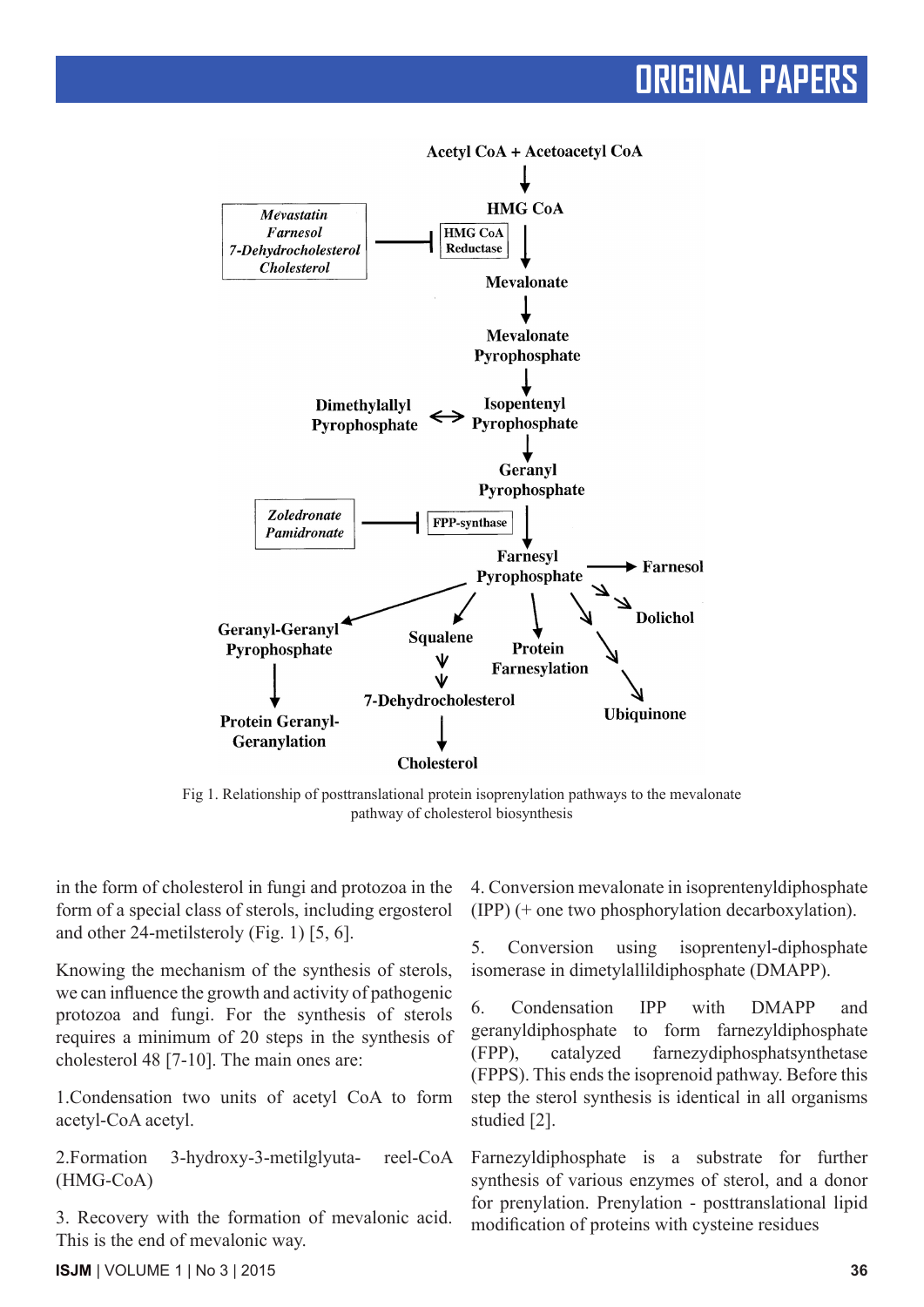Fig 1. Relationship of posttranslational protein isoprenylation pathways to the mevalonate pathway of cholesterol biosynthesis

in the form of cholesterol in fungi and protozoa in the form of a special class of sterols, including ergosterol and other 24-metilsteroly (Fig. 1) [5, 6].

Knowing the mechanism of the synthesis of sterols, we can influence the growth and activity of pathogenic protozoa and fungi. For the synthesis of sterols requires a minimum of 20 steps in the synthesis of cholesterol 48 [7-10]. The main ones are:

1.Condensation two units of acetyl CoA to form acetyl-CoA acetyl.

2.Formation 3-hydroxy-3-metilglyuta- reel-CoA (HMG-CoA)

3. Recovery with the formation of mevalonic acid. This is the end of mevalonic way.

4. Conversion mevalonate in isoprentenyldiphosphate (IPP) (+ one two phosphorylation decarboxylation).

5. Conversion using isoprentenyl-diphosphate isomerase in dimetyllallildiphosphate (DMAPP).

6. Condensation IPP with DMAPP and geranyldiphosphate to form farnezyldiphosphate (FPP), catalyzed farnezydiphosphatsynthetase (FPPS). This ends the isoprenoid pathway. Before this step the sterol synthesis is identical in all organisms studied [2].

Farnezyldiphosphate is a substrate for further synthesis of various enzymes of sterol, and a donor for prenylation. Prenylation - posttranslational lipid modification of proteins with cysteine residues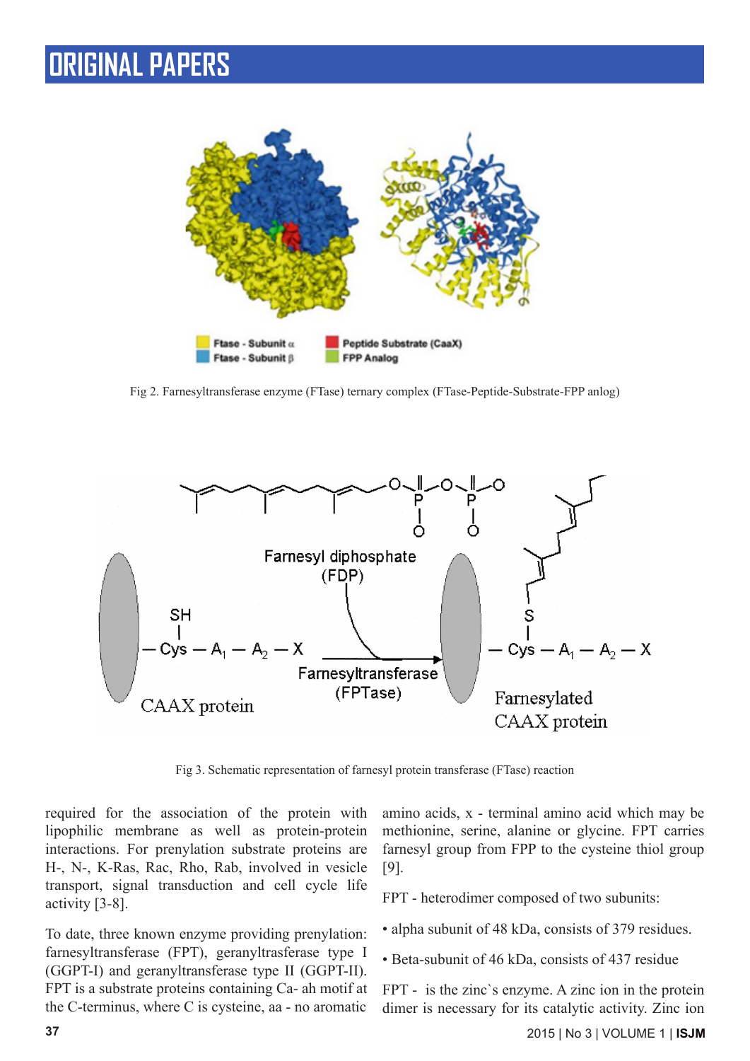Fig 2. Farnesyltransferase enzyme (FTase) ternary complex (FTase-Peptide-Substrate-FPP anlog)

Fig 3. Schematic representation of farnesyl protein transferase (FTase) reaction

required for the association of the protein with lipophilic membrane as well as protein-protein interactions. For prenylation substrate proteins are H-, N-, K-Ras, Rac, Rho, Rab, involved in vesicle transport, signal transduction and cell cycle life activity [3-8].

To date, three known enzyme providing prenylation: farnesyltransferase (FPT), geranyltrasferase type I (GGPT-I) and geranyltransferase type II (GGPT-II). FPT is a substrate proteins containing Ca- ah motif at the C-terminus, where C is cysteine, aa - no aromatic amino acids, x - terminal amino acid which may be methionine, serine, alanine or glycine. FPT carries farnesyl group from FPP to the cysteine thiol group [9].

FPT - heterodimer composed of two subunits:

- alpha subunit of 48 kDa, consists of 379 residues.
- Beta-subunit of 46 kDa, consists of 437 residue

FPT - is the zinc`s enzyme. A zinc ion in the protein dimer is necessary for its catalytic activity. Zinc ion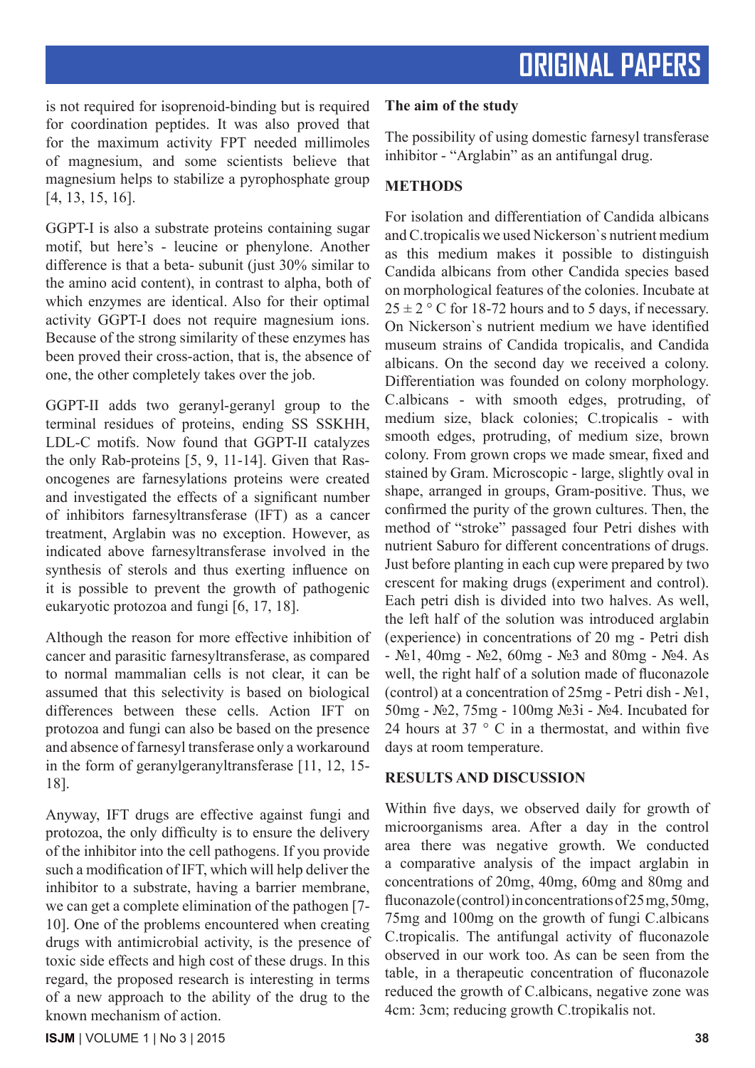is not required for isoprenoid-binding but is required for coordination peptides. It was also proved that for the maximum activity FPT needed millimoles of magnesium, and some scientists believe that magnesium helps to stabilize a pyrophosphate group [4, 13, 15, 16].

GGPT-I is also a substrate proteins containing sugar motif, but here's - leucine or phenylone. Another difference is that a beta- subunit (just 30% similar to the amino acid content), in contrast to alpha, both of which enzymes are identical. Also for their optimal activity GGPT-I does not require magnesium ions. Because of the strong similarity of these enzymes has been proved their cross-action, that is, the absence of one, the other completely takes over the job.

GGPT-II adds two geranyl-geranyl group to the terminal residues of proteins, ending SS SSKHH, LDL-C motifs. Now found that GGPT-II catalyzes the only Rab-proteins [5, 9, 11-14]. Given that Ras-oncogenes are farnesylations proteins were created and investigated the effects of a significant number of inhibitors farnesyltransferase (IFT) as a cancer treatment, Arglabin was no exception. However, as indicated above farnesyltransferase involved in the synthesis of sterols and thus exerting influence on it is possible to prevent the growth of pathogenic eukaryotic protozoa and fungi [6, 17, 18].

Although the reason for more effective inhibition of cancer and parasitic farnesyltransferase, as compared to normal mammalian cells is not clear, it can be assumed that this selectivity is based on biological differences between these cells. Action IFT on protozoa and fungi can also be based on the presence and absence of farnesyl transferase only a workaround in the form of geranylgeranyltransferase [11, 12, 15-18].

Anyway, IFT drugs are effective against fungi and protozoa, the only difficulty is to ensure the delivery of the inhibitor into the cell pathogens. If you provide such a modification of IFT, which will help deliver the inhibitor to a substrate, having a barrier membrane, we can get a complete elimination of the pathogen [7-10]. One of the problems encountered when creating drugs with antimicrobial activity, is the presence of toxic side effects and high cost of these drugs. In this regard, the proposed research is interesting in terms of a new approach to the ability of the drug to the known mechanism of action.

**The aim of the study**

The possibility of using domestic farnesyl transferase inhibitor - "Arglabin" as an antifungal drug.

## METHODS

For isolation and differentiation of Candida albicans and C.tropicalis we used Nickerson`s nutrient medium as this medium makes it possible to distinguish Candida albicans from other Candida species based on morphological features of the colonies. Incubate at 25 ± 2 ° C for 18-72 hours and to 5 days, if necessary. On Nickerson`s nutrient medium we have identified museum strains of Candida tropicalis, and Candida albicans. On the second day we received a colony. Differentiation was founded on colony morphology. C.albicans - with smooth edges, protruding, of medium size, black colonies; C.tropicalis - with smooth edges, protruding, of medium size, brown colony. From grown crops we made smear, fixed and stained by Gram. Microscopic - large, slightly oval in shape, arranged in groups, Gram-positive. Thus, we confirmed the purity of the grown cultures. Then, the method of "stroke" passaged four Petri dishes with nutrient Saburo for different concentrations of drugs. Just before planting in each cup were prepared by two crescent for making drugs (experiment and control). Each petri dish is divided into two halves. As well, the left half of the solution was introduced arglabin (experience) in concentrations of 20 mg - Petri dish - №1, 40mg - №2, 60mg - №3 and 80mg - №4. As well, the right half of a solution made of fluconazole (control) at a concentration of 25mg - Petri dish - №1, 50mg - №2, 75mg - 100mg №3i - №4. Incubated for 24 hours at 37 ° C in a thermostat, and within five days at room temperature.

## RESULTS AND DISCUSSION

Within five days, we observed daily for growth of microorganisms area. After a day in the control area there was negative growth. We conducted a comparative analysis of the impact arglabin in concentrations of 20mg, 40mg, 60mg and 80mg and fluconazole (control) in concentrations of 25mg, 50mg, 75mg and 100mg on the growth of fungi C.albicans C.tropicalis. The antifungal activity of fluconazole observed in our work too. As can be seen from the table, in a therapeutic concentration of fluconazole reduced the growth of C.albicans, negative zone was 4cm: 3cm; reducing growth C.tropikalis not.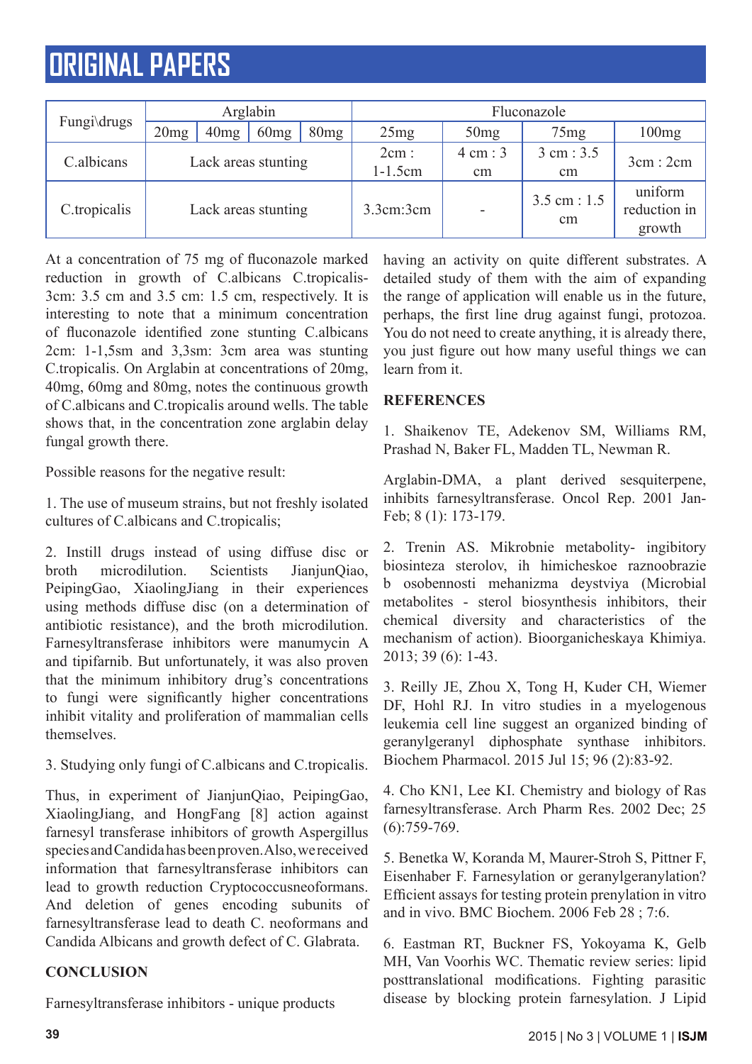| Fungi\drugs | Arglabin | | | | Fluconazole | | | |
|---|---|---|---|---|---|---|---|---|
| | 20mg | 40mg | 60mg | 80mg | 25mg | 50mg | 75mg | 100mg |
| C.albicans | Lack areas stunting | | | | 2cm : 1-1.5cm | 4 cm : 3 cm | 3 cm : 3.5 cm | 3cm : 2cm |
| C.tropicalis | Lack areas stunting | | | | 3.3cm:3cm | - | 3.5 cm : 1.5 cm | uniform reduction in growth |

At a concentration of 75 mg of fluconazole marked reduction in growth of C.albicans C.tropicalis- 3cm: 3.5 cm and 3.5 cm: 1.5 cm, respectively. It is interesting to note that a minimum concentration of fluconazole identified zone stunting C.albicans 2cm: 1-1,5sm and 3,3sm: 3cm area was stunting C.tropicalis. On Arglabin at concentrations of 20mg, 40mg, 60mg and 80mg, notes the continuous growth of C.albicans and C.tropicalis around wells. The table shows that, in the concentration zone arglabin delay fungal growth there.

Possible reasons for the negative result:

1. The use of museum strains, but not freshly isolated cultures of C.albicans and C.tropicalis;

2. Instill drugs instead of using diffuse disc or broth microdilution. Scientists JianjunQiao, PeipingGao, XiaolingJiang in their experiences using methods diffuse disc (on a determination of antibiotic resistance), and the broth microdilution. Farnesyltransferase inhibitors were manumycin A and tipifarnib. But unfortunately, it was also proven that the minimum inhibitory drug's concentrations to fungi were significantly higher concentrations inhibit vitality and proliferation of mammalian cells themselves.

3. Studying only fungi of C.albicans and C.tropicalis.

Thus, in experiment of JianjunQiao, PeipingGao, XiaolingJiang, and HongFang [8] action against farnesyl transferase inhibitors of growth Aspergillus species and Candida has been proven. Also, we received information that farnesyltransferase inhibitors can lead to growth reduction Cryptococcusneoformans. And deletion of genes encoding subunits of farnesyltransferase lead to death C. neoformans and Candida Albicans and growth defect of C. Glabrata.

## CONCLUSION

Farnesyltransferase inhibitors - unique products having an activity on quite different substrates. A detailed study of them with the aim of expanding the range of application will enable us in the future, perhaps, the first line drug against fungi, protozoa. You do not need to create anything, it is already there, you just figure out how many useful things we can learn from it.

## REFERENCES

1. Shaikenov TE, Adekenov SM, Williams RM, Prashad N, Baker FL, Madden TL, Newman R.

Arglabin-DMA, a plant derived sesquiterpene, inhibits farnesyltransferase. Oncol Rep. 2001 Jan-Feb; 8 (1): 173-179.

2. Trenin AS. Mikrobnie metabolity- ingibitory biosinteza sterolov, ih himicheskoe raznoobrazie b osobennosti mehanizma deystviya (Microbial metabolites - sterol biosynthesis inhibitors, their chemical diversity and characteristics of the mechanism of action). Bioorganicheskaya Khimiya. 2013; 39 (6): 1-43.

3. Reilly JE, Zhou X, Tong H, Kuder CH, Wiemer DF, Hohl RJ. In vitro studies in a myelogenous leukemia cell line suggest an organized binding of geranylgeranyl diphosphate synthase inhibitors. Biochem Pharmacol. 2015 Jul 15; 96 (2):83-92.

4. Cho KN1, Lee KI. Chemistry and biology of Ras farnesyltransferase. Arch Pharm Res. 2002 Dec; 25 (6):759-769.

5. Benetka W, Koranda M, Maurer-Stroh S, Pittner F, Eisenhaber F. Farnesylation or geranylgeranylation? Efficient assays for testing protein prenylation in vitro and in vivo. BMC Biochem. 2006 Feb 28 ; 7:6.

6. Eastman RT, Buckner FS, Yokoyama K, Gelb MH, Van Voorhis WC. Thematic review series: lipid posttranslational modifications. Fighting parasitic disease by blocking protein farnesylation. J Lipid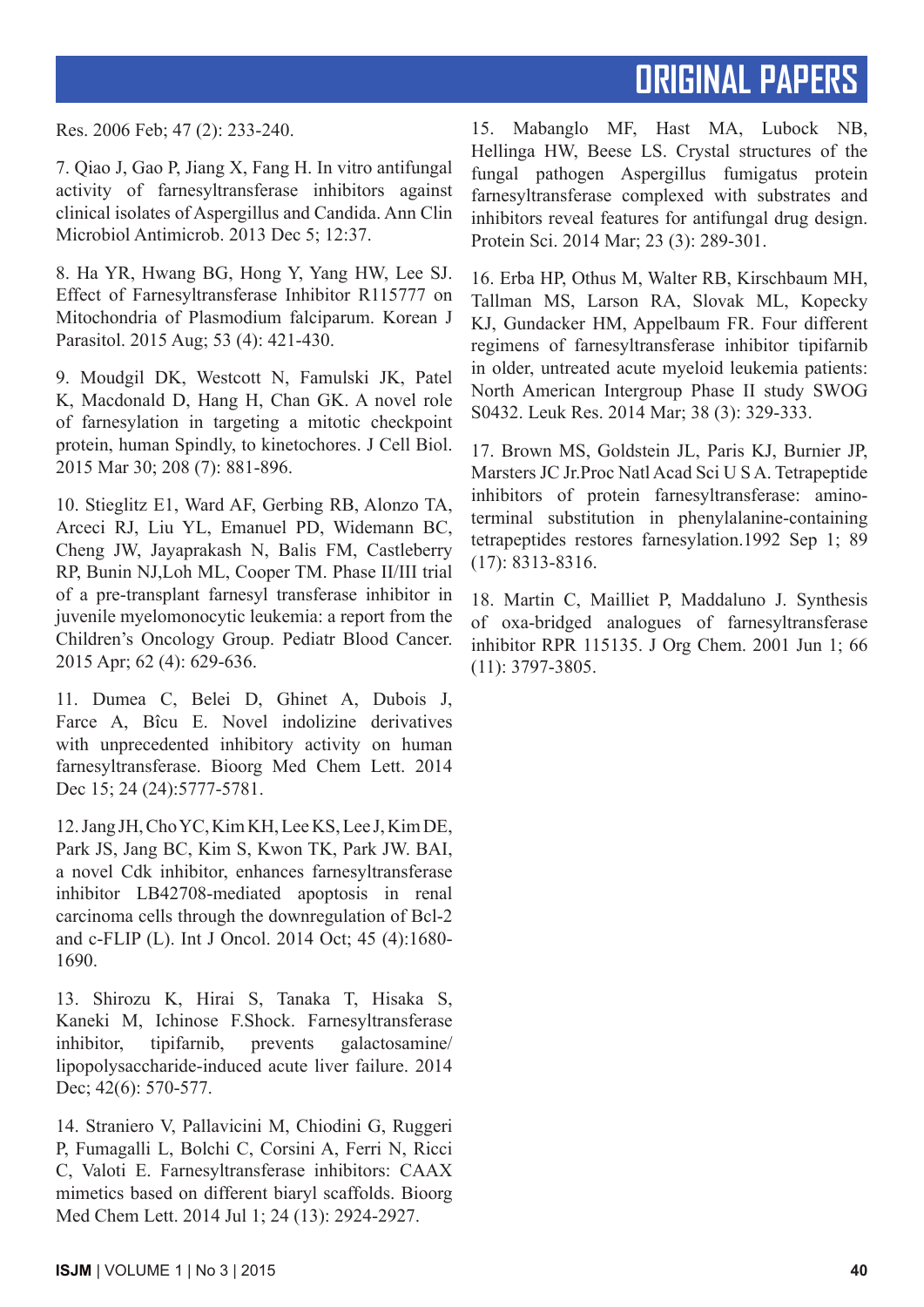Res. 2006 Feb; 47 (2): 233-240.

7. Qiao J, Gao P, Jiang X, Fang H. In vitro antifungal activity of farnesyltransferase inhibitors against clinical isolates of Aspergillus and Candida. Ann Clin Microbiol Antimicrob. 2013 Dec 5; 12:37.

8. Ha YR, Hwang BG, Hong Y, Yang HW, Lee SJ. Effect of Farnesyltransferase Inhibitor R115777 on Mitochondria of Plasmodium falciparum. Korean J Parasitol. 2015 Aug; 53 (4): 421-430.

9. Moudgil DK, Westcott N, Famulski JK, Patel K, Macdonald D, Hang H, Chan GK. A novel role of farnesylation in targeting a mitotic checkpoint protein, human Spindly, to kinetochores. J Cell Biol. 2015 Mar 30; 208 (7): 881-896.

10. Stieglitz E1, Ward AF, Gerbing RB, Alonzo TA, Arceci RJ, Liu YL, Emanuel PD, Widemann BC, Cheng JW, Jayaprakash N, Balis FM, Castleberry RP, Bunin NJ,Loh ML, Cooper TM. Phase II/III trial of a pre-transplant farnesyl transferase inhibitor in juvenile myelomonocytic leukemia: a report from the Children's Oncology Group. Pediatr Blood Cancer. 2015 Apr; 62 (4): 629-636.

11. Dumea C, Belei D, Ghinet A, Dubois J, Farce A, Bîcu E. Novel indolizine derivatives with unprecedented inhibitory activity on human farnesyltransferase. Bioorg Med Chem Lett. 2014 Dec 15; 24 (24):5777-5781.

12. Jang JH, Cho YC, Kim KH, Lee KS, Lee J, Kim DE, Park JS, Jang BC, Kim S, Kwon TK, Park JW. BAI, a novel Cdk inhibitor, enhances farnesyltransferase inhibitor LB42708-mediated apoptosis in renal carcinoma cells through the downregulation of Bcl-2 and c-FLIP (L). Int J Oncol. 2014 Oct; 45 (4):1680-1690.

13. Shirozu K, Hirai S, Tanaka T, Hisaka S, Kaneki M, Ichinose F.Shock. Farnesyltransferase inhibitor, tipifarnib, prevents galactosamine/lipopolysaccharide-induced acute liver failure. 2014 Dec; 42(6): 570-577.

14. Straniero V, Pallavicini M, Chiodini G, Ruggeri P, Fumagalli L, Bolchi C, Corsini A, Ferri N, Ricci C, Valoti E. Farnesyltransferase inhibitors: CAAX mimetics based on different biaryl scaffolds. Bioorg Med Chem Lett. 2014 Jul 1; 24 (13): 2924-2927.

15. Mabanglo MF, Hast MA, Lubock NB, Hellinga HW, Beese LS. Crystal structures of the fungal pathogen Aspergillus fumigatus protein farnesyltransferase complexed with substrates and inhibitors reveal features for antifungal drug design. Protein Sci. 2014 Mar; 23 (3): 289-301.

16. Erba HP, Othus M, Walter RB, Kirschbaum MH, Tallman MS, Larson RA, Slovak ML, Kopecky KJ, Gundacker HM, Appelbaum FR. Four different regimens of farnesyltransferase inhibitor tipifarnib in older, untreated acute myeloid leukemia patients: North American Intergroup Phase II study SWOG S0432. Leuk Res. 2014 Mar; 38 (3): 329-333.

17. Brown MS, Goldstein JL, Paris KJ, Burnier JP, Marsters JC Jr.Proc Natl Acad Sci U S A. Tetrapeptide inhibitors of protein farnesyltransferase: amino-terminal substitution in phenylalanine-containing tetrapeptides restores farnesylation.1992 Sep 1; 89 (17): 8313-8316.

18. Martin C, Mailliet P, Maddaluno J. Synthesis of oxa-bridged analogues of farnesyltransferase inhibitor RPR 115135. J Org Chem. 2001 Jun 1; 66 (11): 3797-3805.